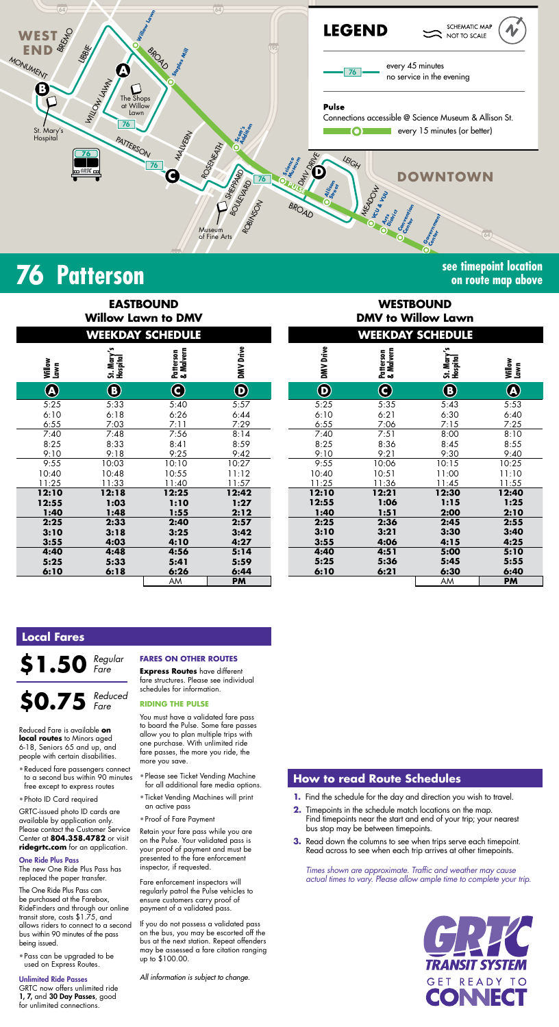# 76 Patterson

see timepoint location on route map above

## LEGEND

SCHEMATIC MAP NOT TO SCALE

76 — every 45 minutes, no service in the evening

**Pulse**
Connections accessible @ Science Museum & Allison St.
every 15 minutes (or better)

## EASTBOUND — Willow Lawn to DMV

### WEEKDAY SCHEDULE

| Willow Lawn (A) | St. Mary's Hospital (B) | Patterson & Malvern (C) | DMV Drive (D) |
|---|---|---|---|
| 5:25 | 5:33 | 5:40 | 5:57 |
| 6:10 | 6:18 | 6:26 | 6:44 |
| 6:55 | 7:03 | 7:11 | 7:29 |
| 7:40 | 7:48 | 7:56 | 8:14 |
| 8:25 | 8:33 | 8:41 | 8:59 |
| 9:10 | 9:18 | 9:25 | 9:42 |
| 9:55 | 10:03 | 10:10 | 10:27 |
| 10:40 | 10:48 | 10:55 | 11:12 |
| 11:25 | 11:33 | 11:40 | 11:57 |
| **12:10** | **12:18** | **12:25** | **12:42** |
| **12:55** | **1:03** | **1:10** | **1:27** |
| **1:40** | **1:48** | **1:55** | **2:12** |
| **2:25** | **2:33** | **2:40** | **2:57** |
| **3:10** | **3:18** | **3:25** | **3:42** |
| **3:55** | **4:03** | **4:10** | **4:27** |
| **4:40** | **4:48** | **4:56** | **5:14** |
| **5:25** | **5:33** | **5:41** | **5:59** |
| **6:10** | **6:18** | **6:26** | **6:44** |

AM | **PM**

## WESTBOUND — DMV to Willow Lawn

### WEEKDAY SCHEDULE

| DMV Drive (D) | Patterson & Malvern (C) | St. Mary's Hospital (B) | Willow Lawn (A) |
|---|---|---|---|
| 5:25 | 5:35 | 5:43 | 5:53 |
| 6:10 | 6:21 | 6:30 | 6:40 |
| 6:55 | 7:06 | 7:15 | 7:25 |
| 7:40 | 7:51 | 8:00 | 8:10 |
| 8:25 | 8:36 | 8:45 | 8:55 |
| 9:10 | 9:21 | 9:30 | 9:40 |
| 9:55 | 10:06 | 10:15 | 10:25 |
| 10:40 | 10:51 | 11:00 | 11:10 |
| 11:25 | 11:36 | 11:45 | 11:55 |
| **12:10** | **12:21** | **12:30** | **12:40** |
| **12:55** | **1:06** | **1:15** | **1:25** |
| **1:40** | **1:51** | **2:00** | **2:10** |
| **2:25** | **2:36** | **2:45** | **2:55** |
| **3:10** | **3:21** | **3:30** | **3:40** |
| **3:55** | **4:06** | **4:15** | **4:25** |
| **4:40** | **4:51** | **5:00** | **5:10** |
| **5:25** | **5:36** | **5:45** | **5:55** |
| **6:10** | **6:21** | **6:30** | **6:40** |

AM | **PM**

## Local Fares

**$1.50** *Regular Fare*

**$0.75** *Reduced Fare*

Reduced Fare is available **on local routes** to Minors aged 6-18, Seniors 65 and up, and people with certain disabilities.

- Reduced fare passengers connect to a second bus within 90 minutes free except to express routes
- Photo ID Card required

GRTC-issued photo ID cards are available by application only. Please contact the Customer Service Center at **804.358.4782** or visit **ridegrtc.com** for an application.

**One Ride Plus Pass**

The new One Ride Plus Pass has replaced the paper transfer.

The One Ride Plus Pass can be purchased at the Farebox, RideFinders and through our online transit store, costs $1.75, and allows riders to connect to a second bus within 90 minutes of the pass being issued.

- Pass can be upgraded to be used on Express Routes.

**Unlimited Ride Passes**

GRTC now offers unlimited ride **1, 7,** and **30 Day Passes**, good for unlimited connections.

### FARES ON OTHER ROUTES

**Express Routes** have different fare structures. Please see individual schedules for information.

### RIDING THE PULSE

You must have a validated fare pass to board the Pulse. Some fare passes allow you to plan multiple trips with one purchase. With unlimited ride fare passes, the more you ride, the more you save.

- Please see Ticket Vending Machine for all additional fare media options.
- Ticket Vending Machines will print an active pass
- Proof of Fare Payment

Retain your fare pass while you are on the Pulse. Your validated pass is your proof of payment and must be presented to the fare enforcement inspector, if requested.

Fare enforcement inspectors will regularly patrol the Pulse vehicles to ensure customers carry proof of payment of a validated pass.

If you do not possess a validated pass on the bus, you may be escorted off the bus at the next station. Repeat offenders may be assessed a fare citation ranging up to $100.00.

*All information is subject to change.*

## How to read Route Schedules

1. Find the schedule for the day and direction you wish to travel.
2. Timepoints in the schedule match locations on the map. Find timepoints near the start and end of your trip; your nearest bus stop may be between timepoints.
3. Read down the columns to see when trips serve each timepoint. Read across to see when each trip arrives at other timepoints.

*Times shown are approximate. Traffic and weather may cause actual times to vary. Please allow ample time to complete your trip.*

GRTC TRANSIT SYSTEM — GET READY TO CONNECT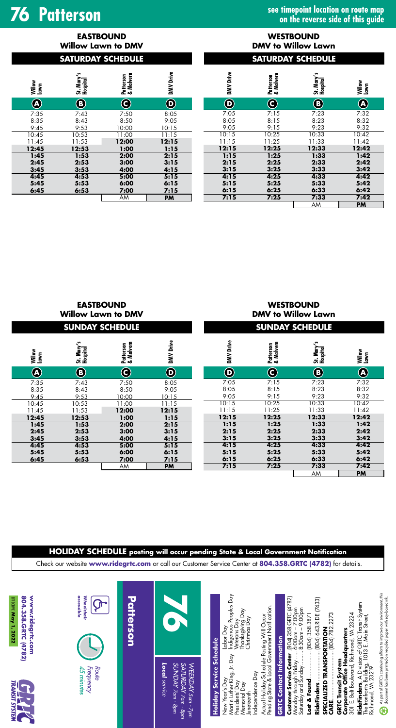# 76 Patterson

**see timepoint location on route map on the reverse side of this guide**

## EASTBOUND
### Willow Lawn to DMV

**SATURDAY SCHEDULE**

| Willow Lawn | St. Mary's Hospital | Patterson & Malvern | DMV Drive |
|---|---|---|---|
| A | B | C | D |
| 7:35 | 7:43 | 7:50 | 8:05 |
| 8:35 | 8:43 | 8:50 | 9:05 |
| 9:45 | 9:53 | 10:00 | 10:15 |
| 10:45 | 10:53 | 11:00 | 11:15 |
| 11:45 | 11:53 | **12:00** | **12:15** |
| **12:45** | **12:53** | **1:00** | **1:15** |
| **1:45** | **1:53** | **2:00** | **2:15** |
| **2:45** | **2:53** | **3:00** | **3:15** |
| **3:45** | **3:53** | **4:00** | **4:15** |
| **4:45** | **4:53** | **5:00** | **5:15** |
| **5:45** | **5:53** | **6:00** | **6:15** |
| **6:45** | **6:53** | **7:00** | **7:15** |
| | | AM | **PM** |

## WESTBOUND
### DMV to Willow Lawn

**SATURDAY SCHEDULE**

| DMV Drive | Patterson & Malvern | St. Mary's Hospital | Willow Lawn |
|---|---|---|---|
| D | C | B | A |
| 7:05 | 7:15 | 7:23 | 7:32 |
| 8:05 | 8:15 | 8:23 | 8:32 |
| 9:05 | 9:15 | 9:23 | 9:32 |
| 10:15 | 10:25 | 10:33 | 10:42 |
| 11:15 | 11:25 | 11:33 | 11:42 |
| **12:15** | **12:25** | **12:33** | **12:42** |
| **1:15** | **1:25** | **1:33** | **1:42** |
| **2:15** | **2:25** | **2:33** | **2:42** |
| **3:15** | **3:25** | **3:33** | **3:42** |
| **4:15** | **4:25** | **4:33** | **4:42** |
| **5:15** | **5:25** | **5:33** | **5:42** |
| **6:15** | **6:25** | **6:33** | **6:42** |
| **7:15** | **7:25** | **7:33** | **7:42** |
| | | AM | **PM** |

## EASTBOUND
### Willow Lawn to DMV

**SUNDAY SCHEDULE**

| Willow Lawn | St. Mary's Hospital | Patterson & Malvern | DMV Drive |
|---|---|---|---|
| A | B | C | D |
| 7:35 | 7:43 | 7:50 | 8:05 |
| 8:35 | 8:43 | 8:50 | 9:05 |
| 9:45 | 9:53 | 10:00 | 10:15 |
| 10:45 | 10:53 | 11:00 | 11:15 |
| 11:45 | 11:53 | **12:00** | **12:15** |
| **12:45** | **12:53** | **1:00** | **1:15** |
| **1:45** | **1:53** | **2:00** | **2:15** |
| **2:45** | **2:53** | **3:00** | **3:15** |
| **3:45** | **3:53** | **4:00** | **4:15** |
| **4:45** | **4:53** | **5:00** | **5:15** |
| **5:45** | **5:53** | **6:00** | **6:15** |
| **6:45** | **6:53** | **7:00** | **7:15** |
| | | AM | **PM** |

## WESTBOUND
### DMV to Willow Lawn

**SUNDAY SCHEDULE**

| DMV Drive | Patterson & Malvern | St. Mary's Hospital | Willow Lawn |
|---|---|---|---|
| D | C | B | A |
| 7:05 | 7:15 | 7:23 | 7:32 |
| 8:05 | 8:15 | 8:23 | 8:32 |
| 9:05 | 9:15 | 9:23 | 9:32 |
| 10:15 | 10:25 | 10:33 | 10:42 |
| 11:15 | 11:25 | 11:33 | 11:42 |
| **12:15** | **12:25** | **12:33** | **12:42** |
| **1:15** | **1:25** | **1:33** | **1:42** |
| **2:15** | **2:25** | **2:33** | **2:42** |
| **3:15** | **3:25** | **3:33** | **3:42** |
| **4:15** | **4:25** | **4:33** | **4:42** |
| **5:15** | **5:25** | **5:33** | **5:42** |
| **6:15** | **6:25** | **6:33** | **6:42** |
| **7:15** | **7:25** | **7:33** | **7:42** |
| | | AM | **PM** |

**HOLIDAY SCHEDULE posting will occur pending State & Local Government Notification**

Check our website **www.ridegrtc.com** or call our Customer Service Center at **804.358.GRTC (4782)** for details.

**www.ridegrtc.com**
**804.358.GRTC (4782)**

EFFECTIVE **May 1, 2022**

GRTC TRANSIT SYSTEM

*Wheelchair accessible*

*Route Frequency 45 minutes*

# Patterson

# 76

*WEEKDAY 5am - 7pm*
*SATURDAY 7am - 8pm*
*SUNDAY 7am - 8pm*

***Local** service*

## Holiday Service Schedule

- New Year's Day
- Martin Luther King, Jr. Day
- Presidents' Day
- Memorial Day
- Juneteenth
- Independence Day
- Labor Day
- Indigenous Peoples Day
- Veterans Day
- Thanksgiving Day
- Christmas Day

Actual Holiday Schedule Posting Will Occur Pending State & Local Government Notification.

## GRTC Contact Information

**Customer Service Center** ..(804) 358.GRTC (4782)
Monday through Friday ..... 6:00am – 7:00pm
Saturday and Sunday ......... 8:30am – 9:00pm

**Lost & Found** .................. (804) 358.3871

**RideFinders** .................. (804) 643.RIDE (7433)

**SPECIALIZED TRANSPORTATION**
**CARE** .............................. (804) 782.2273

**GRTC Transit System**
**Corporate Office Headquarters**
301 E. Belt Boulevard, Richmond, VA 23224

**RideFinders**, A Division of GRTC Transit System
The Ironfronts Building, 1013 E. Main Street,
Richmond, VA 23219

As part of GRTC's continuing efforts to improve our environment, this document has been printed on recycled paper with soy-based ink.